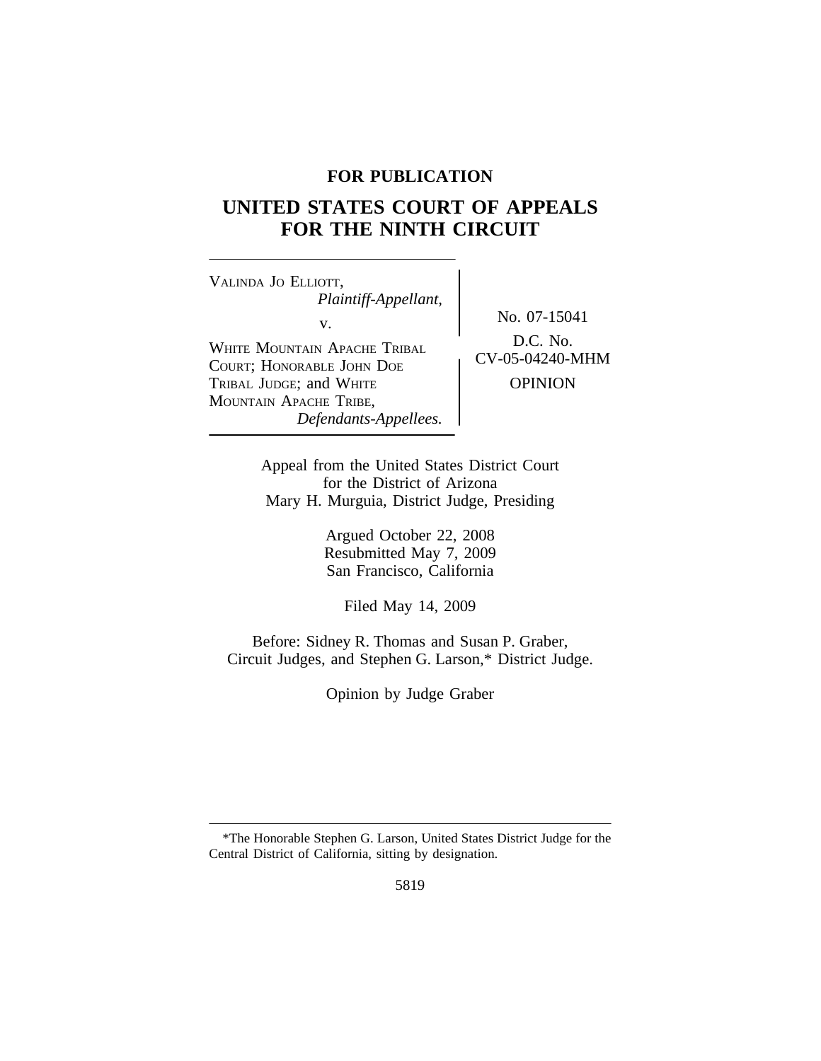**FOR PUBLICATION**

# UNITED STATES COURT OF APPEALS FOR THE NINTH CIRCUIT

VALINDA JO ELLIOTT,
*Plaintiff-Appellant,*

v.

WHITE MOUNTAIN APACHE TRIBAL COURT; HONORABLE JOHN DOE TRIBAL JUDGE; and WHITE MOUNTAIN APACHE TRIBE,
*Defendants-Appellees.*

No. 07-15041

D.C. No. CV-05-04240-MHM

OPINION

Appeal from the United States District Court
for the District of Arizona
Mary H. Murguia, District Judge, Presiding

Argued October 22, 2008
Resubmitted May 7, 2009
San Francisco, California

Filed May 14, 2009

Before: Sidney R. Thomas and Susan P. Graber, Circuit Judges, and Stephen G. Larson,* District Judge.

Opinion by Judge Graber

---

*The Honorable Stephen G. Larson, United States District Judge for the Central District of California, sitting by designation.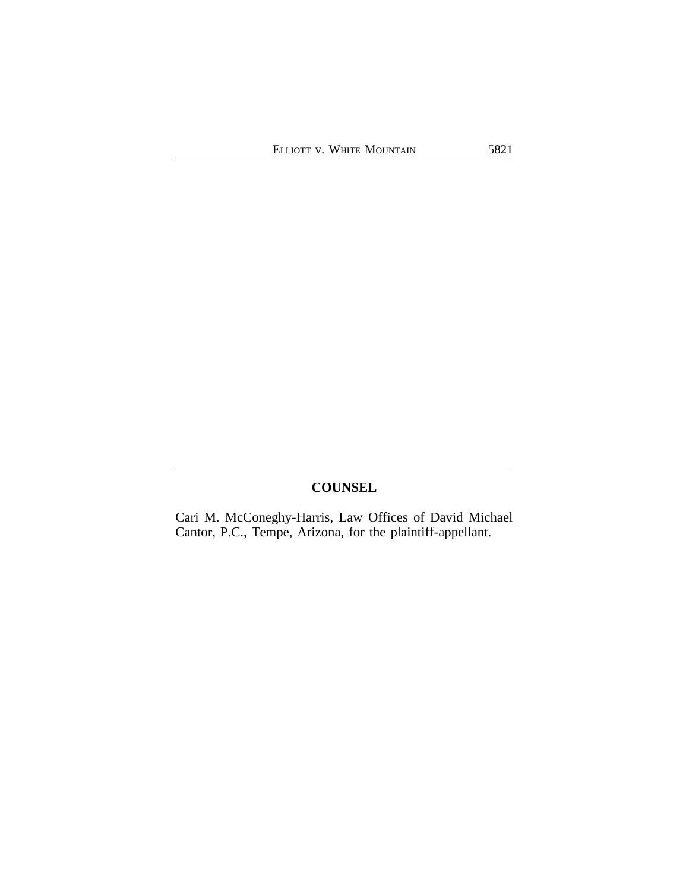## COUNSEL

Cari M. McConeghy-Harris, Law Offices of David Michael Cantor, P.C., Tempe, Arizona, for the plaintiff-appellant.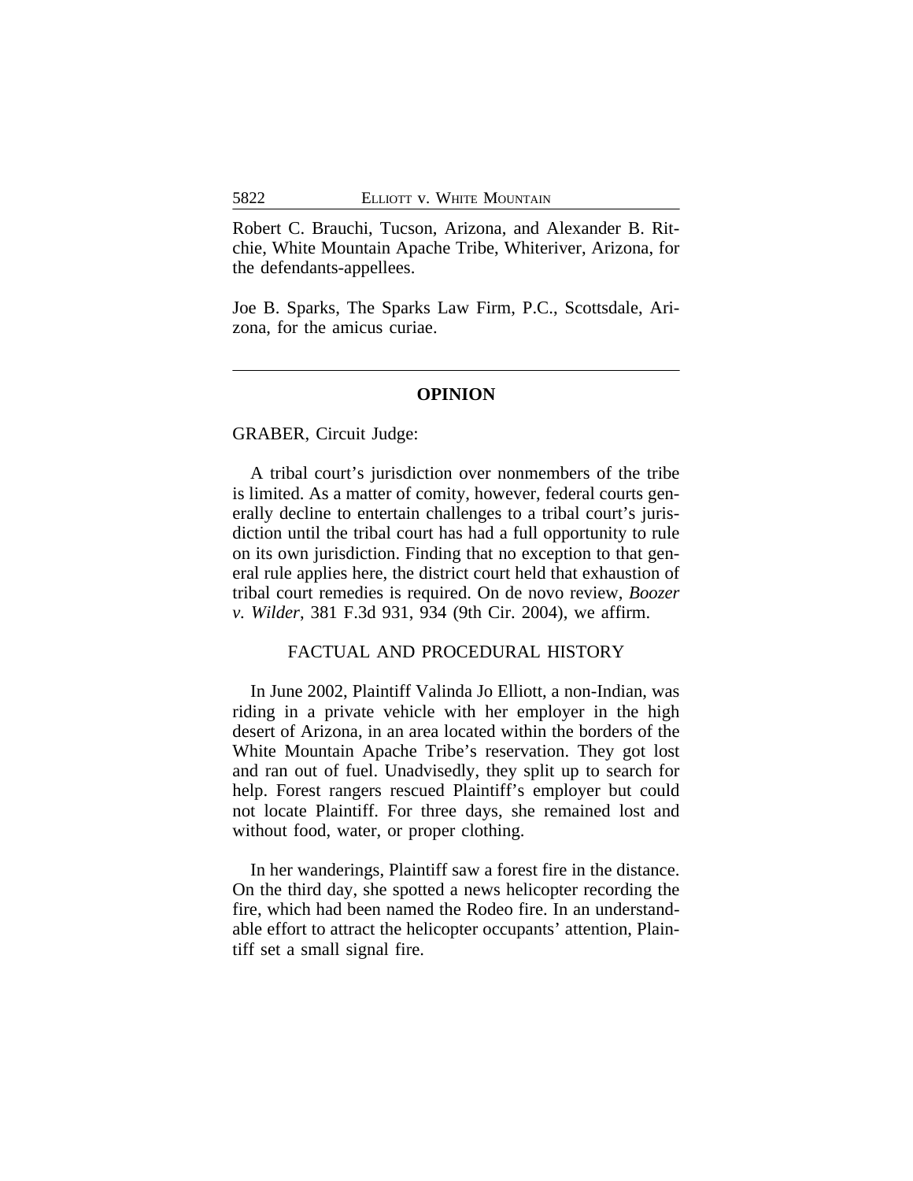Robert C. Brauchi, Tucson, Arizona, and Alexander B. Ritchie, White Mountain Apache Tribe, Whiteriver, Arizona, for the defendants-appellees.

Joe B. Sparks, The Sparks Law Firm, P.C., Scottsdale, Arizona, for the amicus curiae.

---

## OPINION

GRABER, Circuit Judge:

A tribal court's jurisdiction over nonmembers of the tribe is limited. As a matter of comity, however, federal courts generally decline to entertain challenges to a tribal court's jurisdiction until the tribal court has had a full opportunity to rule on its own jurisdiction. Finding that no exception to that general rule applies here, the district court held that exhaustion of tribal court remedies is required. On de novo review, *Boozer v. Wilder*, 381 F.3d 931, 934 (9th Cir. 2004), we affirm.

### FACTUAL AND PROCEDURAL HISTORY

In June 2002, Plaintiff Valinda Jo Elliott, a non-Indian, was riding in a private vehicle with her employer in the high desert of Arizona, in an area located within the borders of the White Mountain Apache Tribe's reservation. They got lost and ran out of fuel. Unadvisedly, they split up to search for help. Forest rangers rescued Plaintiff's employer but could not locate Plaintiff. For three days, she remained lost and without food, water, or proper clothing.

In her wanderings, Plaintiff saw a forest fire in the distance. On the third day, she spotted a news helicopter recording the fire, which had been named the Rodeo fire. In an understandable effort to attract the helicopter occupants' attention, Plaintiff set a small signal fire.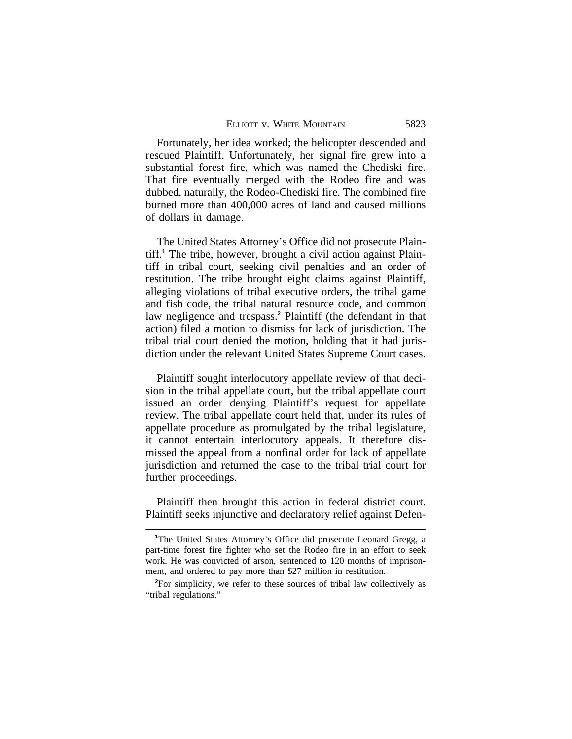Fortunately, her idea worked; the helicopter descended and rescued Plaintiff. Unfortunately, her signal fire grew into a substantial forest fire, which was named the Chediski fire. That fire eventually merged with the Rodeo fire and was dubbed, naturally, the Rodeo-Chediski fire. The combined fire burned more than 400,000 acres of land and caused millions of dollars in damage.

The United States Attorney's Office did not prosecute Plaintiff.[1] The tribe, however, brought a civil action against Plaintiff in tribal court, seeking civil penalties and an order of restitution. The tribe brought eight claims against Plaintiff, alleging violations of tribal executive orders, the tribal game and fish code, the tribal natural resource code, and common law negligence and trespass.[2] Plaintiff (the defendant in that action) filed a motion to dismiss for lack of jurisdiction. The tribal trial court denied the motion, holding that it had jurisdiction under the relevant United States Supreme Court cases.

Plaintiff sought interlocutory appellate review of that decision in the tribal appellate court, but the tribal appellate court issued an order denying Plaintiff's request for appellate review. The tribal appellate court held that, under its rules of appellate procedure as promulgated by the tribal legislature, it cannot entertain interlocutory appeals. It therefore dismissed the appeal from a nonfinal order for lack of appellate jurisdiction and returned the case to the tribal trial court for further proceedings.

Plaintiff then brought this action in federal district court. Plaintiff seeks injunctive and declaratory relief against Defen-

---

[1] The United States Attorney's Office did prosecute Leonard Gregg, a part-time forest fire fighter who set the Rodeo fire in an effort to seek work. He was convicted of arson, sentenced to 120 months of imprisonment, and ordered to pay more than $27 million in restitution.

[2] For simplicity, we refer to these sources of tribal law collectively as "tribal regulations."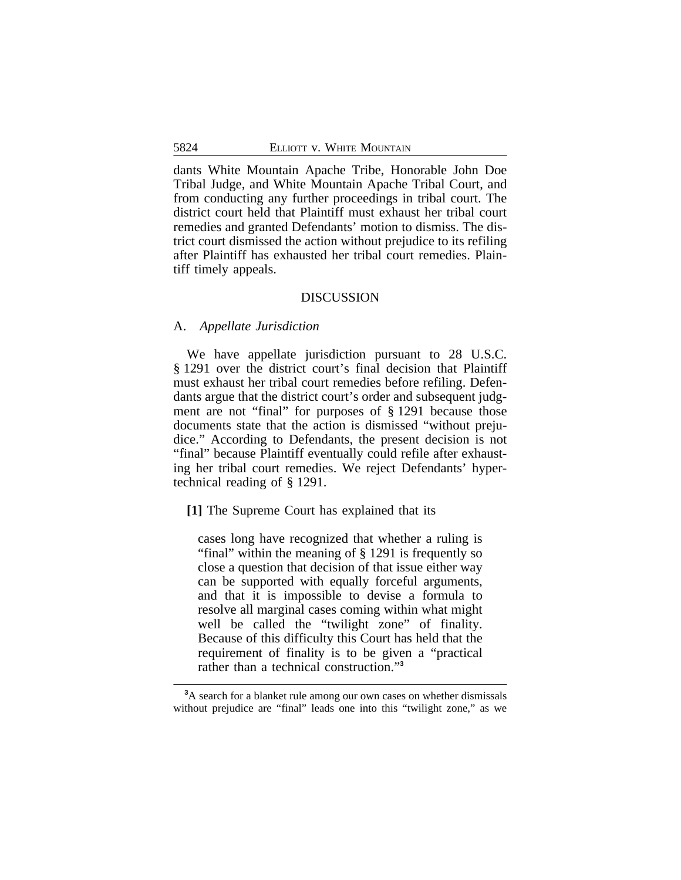dants White Mountain Apache Tribe, Honorable John Doe Tribal Judge, and White Mountain Apache Tribal Court, and from conducting any further proceedings in tribal court. The district court held that Plaintiff must exhaust her tribal court remedies and granted Defendants' motion to dismiss. The district court dismissed the action without prejudice to its refiling after Plaintiff has exhausted her tribal court remedies. Plaintiff timely appeals.

## DISCUSSION

### A. *Appellate Jurisdiction*

We have appellate jurisdiction pursuant to 28 U.S.C. § 1291 over the district court's final decision that Plaintiff must exhaust her tribal court remedies before refiling. Defendants argue that the district court's order and subsequent judgment are not "final" for purposes of § 1291 because those documents state that the action is dismissed "without prejudice." According to Defendants, the present decision is not "final" because Plaintiff eventually could refile after exhausting her tribal court remedies. We reject Defendants' hypertechnical reading of § 1291.

**[1]** The Supreme Court has explained that its

> cases long have recognized that whether a ruling is "final" within the meaning of § 1291 is frequently so close a question that decision of that issue either way can be supported with equally forceful arguments, and that it is impossible to devise a formula to resolve all marginal cases coming within what might well be called the "twilight zone" of finality. Because of this difficulty this Court has held that the requirement of finality is to be given a "practical rather than a technical construction."[3]

---

[3]A search for a blanket rule among our own cases on whether dismissals without prejudice are "final" leads one into this "twilight zone," as we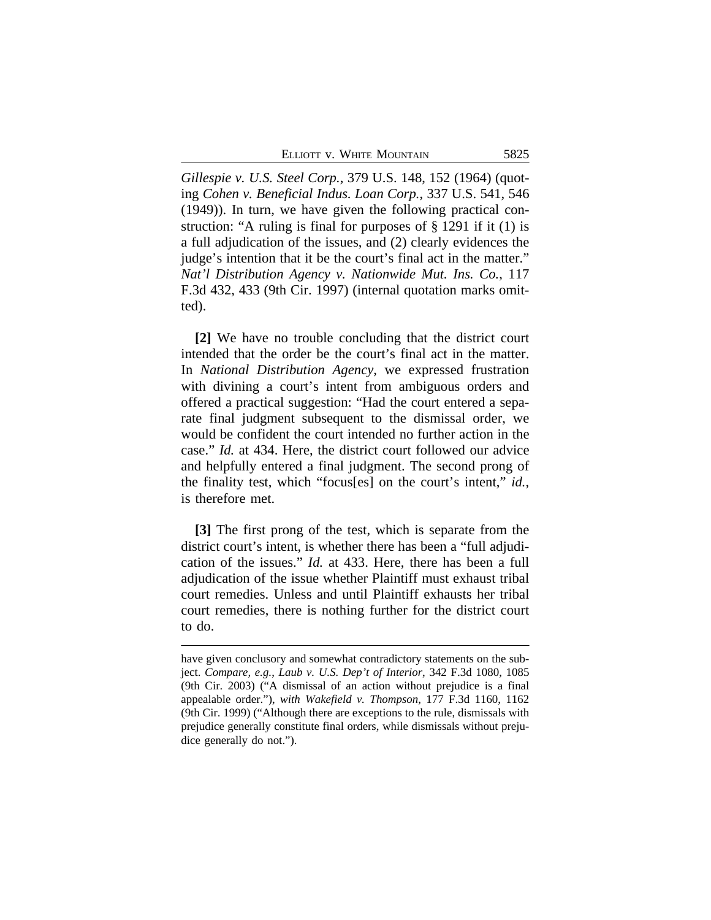*Gillespie v. U.S. Steel Corp.*, 379 U.S. 148, 152 (1964) (quoting *Cohen v. Beneficial Indus. Loan Corp.*, 337 U.S. 541, 546 (1949)). In turn, we have given the following practical construction: "A ruling is final for purposes of § 1291 if it (1) is a full adjudication of the issues, and (2) clearly evidences the judge's intention that it be the court's final act in the matter." *Nat'l Distribution Agency v. Nationwide Mut. Ins. Co.*, 117 F.3d 432, 433 (9th Cir. 1997) (internal quotation marks omitted).

**[2]** We have no trouble concluding that the district court intended that the order be the court's final act in the matter. In *National Distribution Agency*, we expressed frustration with divining a court's intent from ambiguous orders and offered a practical suggestion: "Had the court entered a separate final judgment subsequent to the dismissal order, we would be confident the court intended no further action in the case." *Id.* at 434. Here, the district court followed our advice and helpfully entered a final judgment. The second prong of the finality test, which "focus[es] on the court's intent," *id.*, is therefore met.

**[3]** The first prong of the test, which is separate from the district court's intent, is whether there has been a "full adjudication of the issues." *Id.* at 433. Here, there has been a full adjudication of the issue whether Plaintiff must exhaust tribal court remedies. Unless and until Plaintiff exhausts her tribal court remedies, there is nothing further for the district court to do.

---

have given conclusory and somewhat contradictory statements on the subject. *Compare, e.g.*, *Laub v. U.S. Dep't of Interior*, 342 F.3d 1080, 1085 (9th Cir. 2003) ("A dismissal of an action without prejudice is a final appealable order."), *with Wakefield v. Thompson*, 177 F.3d 1160, 1162 (9th Cir. 1999) ("Although there are exceptions to the rule, dismissals with prejudice generally constitute final orders, while dismissals without prejudice generally do not.").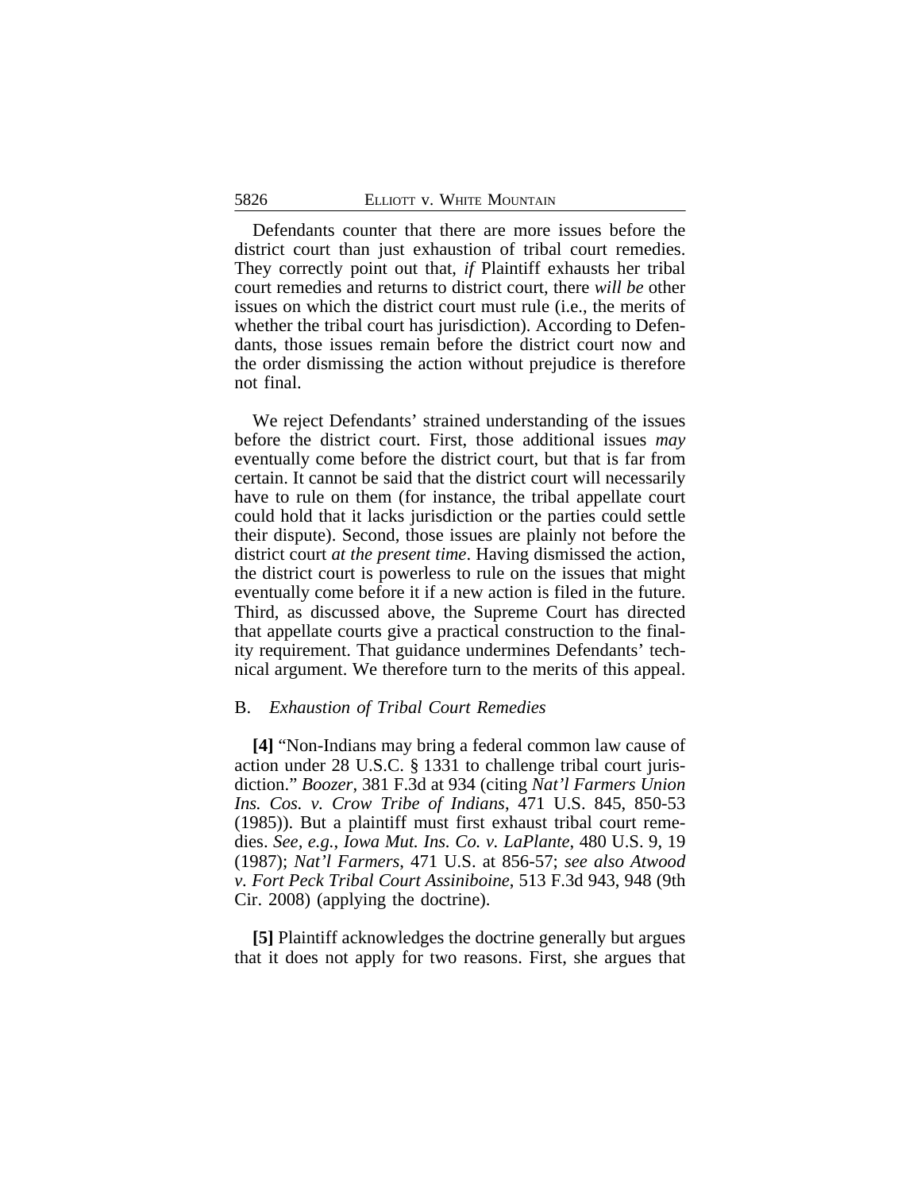Defendants counter that there are more issues before the district court than just exhaustion of tribal court remedies. They correctly point out that, *if* Plaintiff exhausts her tribal court remedies and returns to district court, there *will be* other issues on which the district court must rule (i.e., the merits of whether the tribal court has jurisdiction). According to Defendants, those issues remain before the district court now and the order dismissing the action without prejudice is therefore not final.

We reject Defendants' strained understanding of the issues before the district court. First, those additional issues *may* eventually come before the district court, but that is far from certain. It cannot be said that the district court will necessarily have to rule on them (for instance, the tribal appellate court could hold that it lacks jurisdiction or the parties could settle their dispute). Second, those issues are plainly not before the district court *at the present time*. Having dismissed the action, the district court is powerless to rule on the issues that might eventually come before it if a new action is filed in the future. Third, as discussed above, the Supreme Court has directed that appellate courts give a practical construction to the finality requirement. That guidance undermines Defendants' technical argument. We therefore turn to the merits of this appeal.

### B. *Exhaustion of Tribal Court Remedies*

**[4]** "Non-Indians may bring a federal common law cause of action under 28 U.S.C. § 1331 to challenge tribal court jurisdiction." *Boozer*, 381 F.3d at 934 (citing *Nat'l Farmers Union Ins. Cos. v. Crow Tribe of Indians*, 471 U.S. 845, 850-53 (1985)). But a plaintiff must first exhaust tribal court remedies. *See, e.g.*, *Iowa Mut. Ins. Co. v. LaPlante*, 480 U.S. 9, 19 (1987); *Nat'l Farmers*, 471 U.S. at 856-57; *see also Atwood v. Fort Peck Tribal Court Assiniboine*, 513 F.3d 943, 948 (9th Cir. 2008) (applying the doctrine).

**[5]** Plaintiff acknowledges the doctrine generally but argues that it does not apply for two reasons. First, she argues that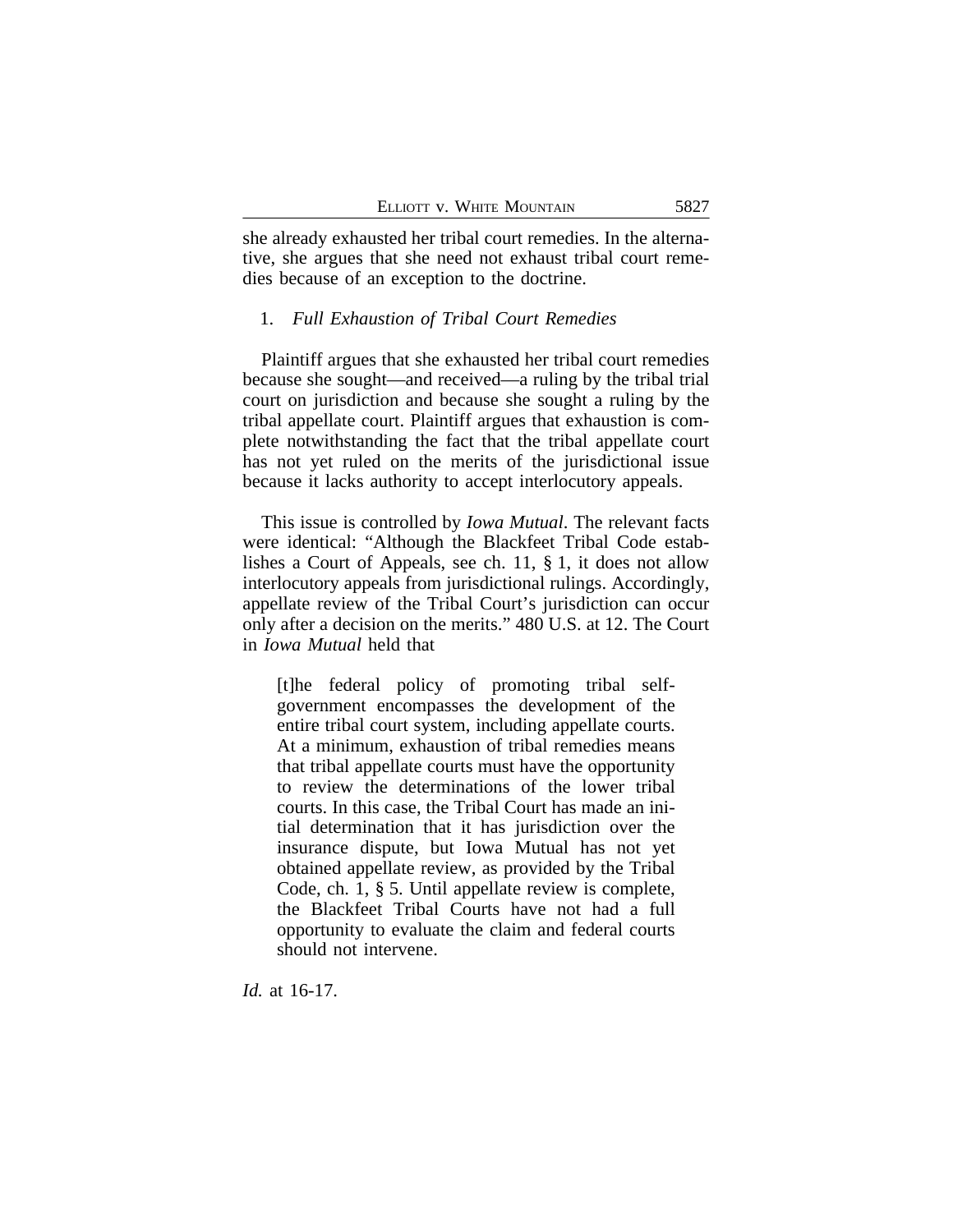she already exhausted her tribal court remedies. In the alternative, she argues that she need not exhaust tribal court remedies because of an exception to the doctrine.

1. *Full Exhaustion of Tribal Court Remedies*

Plaintiff argues that she exhausted her tribal court remedies because she sought—and received—a ruling by the tribal trial court on jurisdiction and because she sought a ruling by the tribal appellate court. Plaintiff argues that exhaustion is complete notwithstanding the fact that the tribal appellate court has not yet ruled on the merits of the jurisdictional issue because it lacks authority to accept interlocutory appeals.

This issue is controlled by *Iowa Mutual*. The relevant facts were identical: "Although the Blackfeet Tribal Code establishes a Court of Appeals, see ch. 11, § 1, it does not allow interlocutory appeals from jurisdictional rulings. Accordingly, appellate review of the Tribal Court's jurisdiction can occur only after a decision on the merits." 480 U.S. at 12. The Court in *Iowa Mutual* held that

> [t]he federal policy of promoting tribal self-government encompasses the development of the entire tribal court system, including appellate courts. At a minimum, exhaustion of tribal remedies means that tribal appellate courts must have the opportunity to review the determinations of the lower tribal courts. In this case, the Tribal Court has made an initial determination that it has jurisdiction over the insurance dispute, but Iowa Mutual has not yet obtained appellate review, as provided by the Tribal Code, ch. 1, § 5. Until appellate review is complete, the Blackfeet Tribal Courts have not had a full opportunity to evaluate the claim and federal courts should not intervene.

*Id.* at 16-17.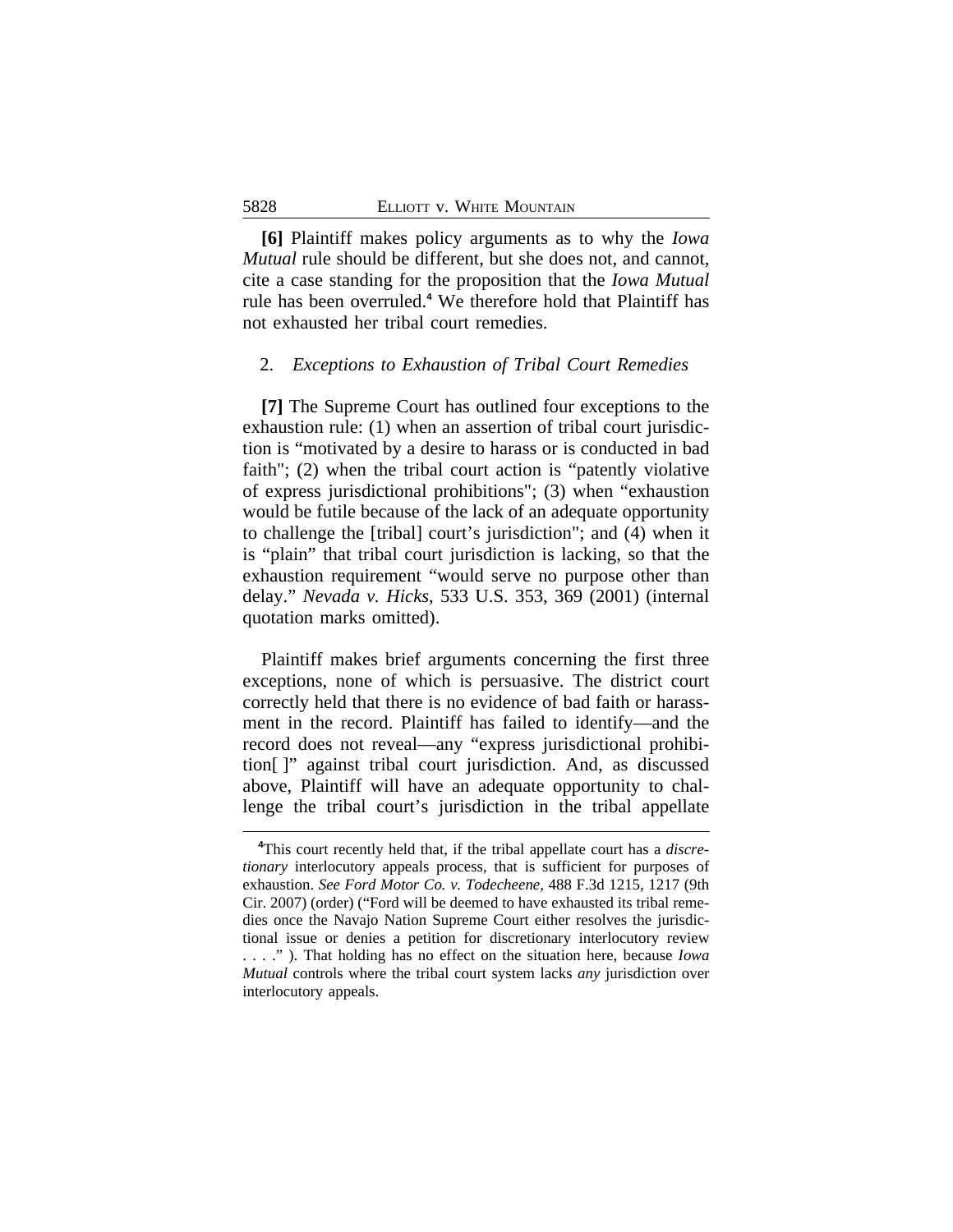**[6]** Plaintiff makes policy arguments as to why the *Iowa Mutual* rule should be different, but she does not, and cannot, cite a case standing for the proposition that the *Iowa Mutual* rule has been overruled.[4] We therefore hold that Plaintiff has not exhausted her tribal court remedies.

2. *Exceptions to Exhaustion of Tribal Court Remedies*

**[7]** The Supreme Court has outlined four exceptions to the exhaustion rule: (1) when an assertion of tribal court jurisdiction is "motivated by a desire to harass or is conducted in bad faith"; (2) when the tribal court action is "patently violative of express jurisdictional prohibitions"; (3) when "exhaustion would be futile because of the lack of an adequate opportunity to challenge the [tribal] court's jurisdiction"; and (4) when it is "plain" that tribal court jurisdiction is lacking, so that the exhaustion requirement "would serve no purpose other than delay." *Nevada v. Hicks*, 533 U.S. 353, 369 (2001) (internal quotation marks omitted).

Plaintiff makes brief arguments concerning the first three exceptions, none of which is persuasive. The district court correctly held that there is no evidence of bad faith or harassment in the record. Plaintiff has failed to identify—and the record does not reveal—any "express jurisdictional prohibition[ ]" against tribal court jurisdiction. And, as discussed above, Plaintiff will have an adequate opportunity to challenge the tribal court's jurisdiction in the tribal appellate

[4] This court recently held that, if the tribal appellate court has a *discretionary* interlocutory appeals process, that is sufficient for purposes of exhaustion. *See Ford Motor Co. v. Todecheene*, 488 F.3d 1215, 1217 (9th Cir. 2007) (order) ("Ford will be deemed to have exhausted its tribal remedies once the Navajo Nation Supreme Court either resolves the jurisdictional issue or denies a petition for discretionary interlocutory review . . . ." ). That holding has no effect on the situation here, because *Iowa Mutual* controls where the tribal court system lacks *any* jurisdiction over interlocutory appeals.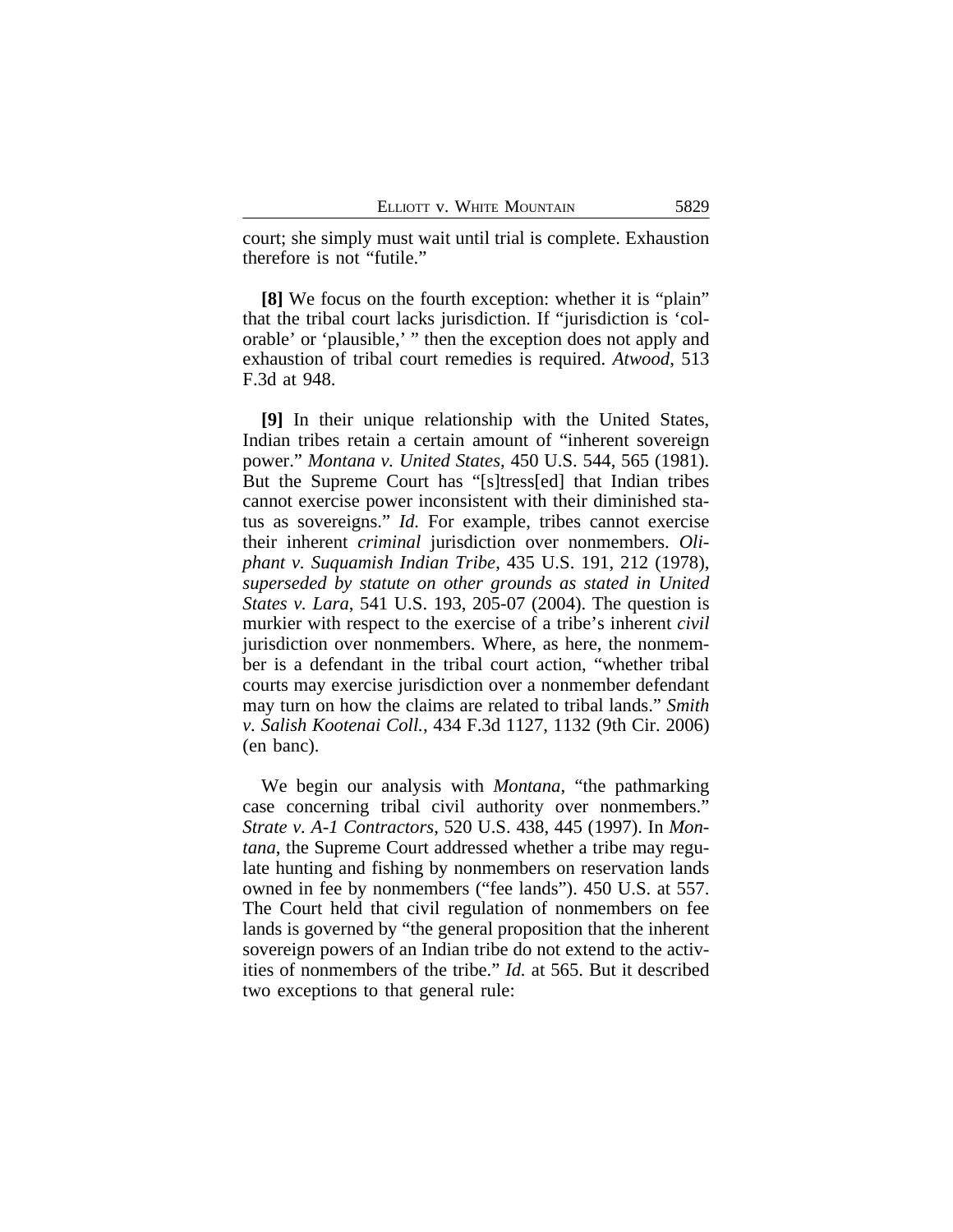court; she simply must wait until trial is complete. Exhaustion therefore is not "futile."

**[8]** We focus on the fourth exception: whether it is "plain" that the tribal court lacks jurisdiction. If "jurisdiction is 'colorable' or 'plausible,' " then the exception does not apply and exhaustion of tribal court remedies is required. *Atwood*, 513 F.3d at 948.

**[9]** In their unique relationship with the United States, Indian tribes retain a certain amount of "inherent sovereign power." *Montana v. United States*, 450 U.S. 544, 565 (1981). But the Supreme Court has "[s]tress[ed] that Indian tribes cannot exercise power inconsistent with their diminished status as sovereigns." *Id.* For example, tribes cannot exercise their inherent *criminal* jurisdiction over nonmembers. *Oliphant v. Suquamish Indian Tribe*, 435 U.S. 191, 212 (1978), *superseded by statute on other grounds as stated in United States v. Lara*, 541 U.S. 193, 205-07 (2004). The question is murkier with respect to the exercise of a tribe's inherent *civil* jurisdiction over nonmembers. Where, as here, the nonmember is a defendant in the tribal court action, "whether tribal courts may exercise jurisdiction over a nonmember defendant may turn on how the claims are related to tribal lands." *Smith v. Salish Kootenai Coll.*, 434 F.3d 1127, 1132 (9th Cir. 2006) (en banc).

We begin our analysis with *Montana*, "the pathmarking case concerning tribal civil authority over nonmembers." *Strate v. A-1 Contractors*, 520 U.S. 438, 445 (1997). In *Montana*, the Supreme Court addressed whether a tribe may regulate hunting and fishing by nonmembers on reservation lands owned in fee by nonmembers ("fee lands"). 450 U.S. at 557. The Court held that civil regulation of nonmembers on fee lands is governed by "the general proposition that the inherent sovereign powers of an Indian tribe do not extend to the activities of nonmembers of the tribe." *Id.* at 565. But it described two exceptions to that general rule: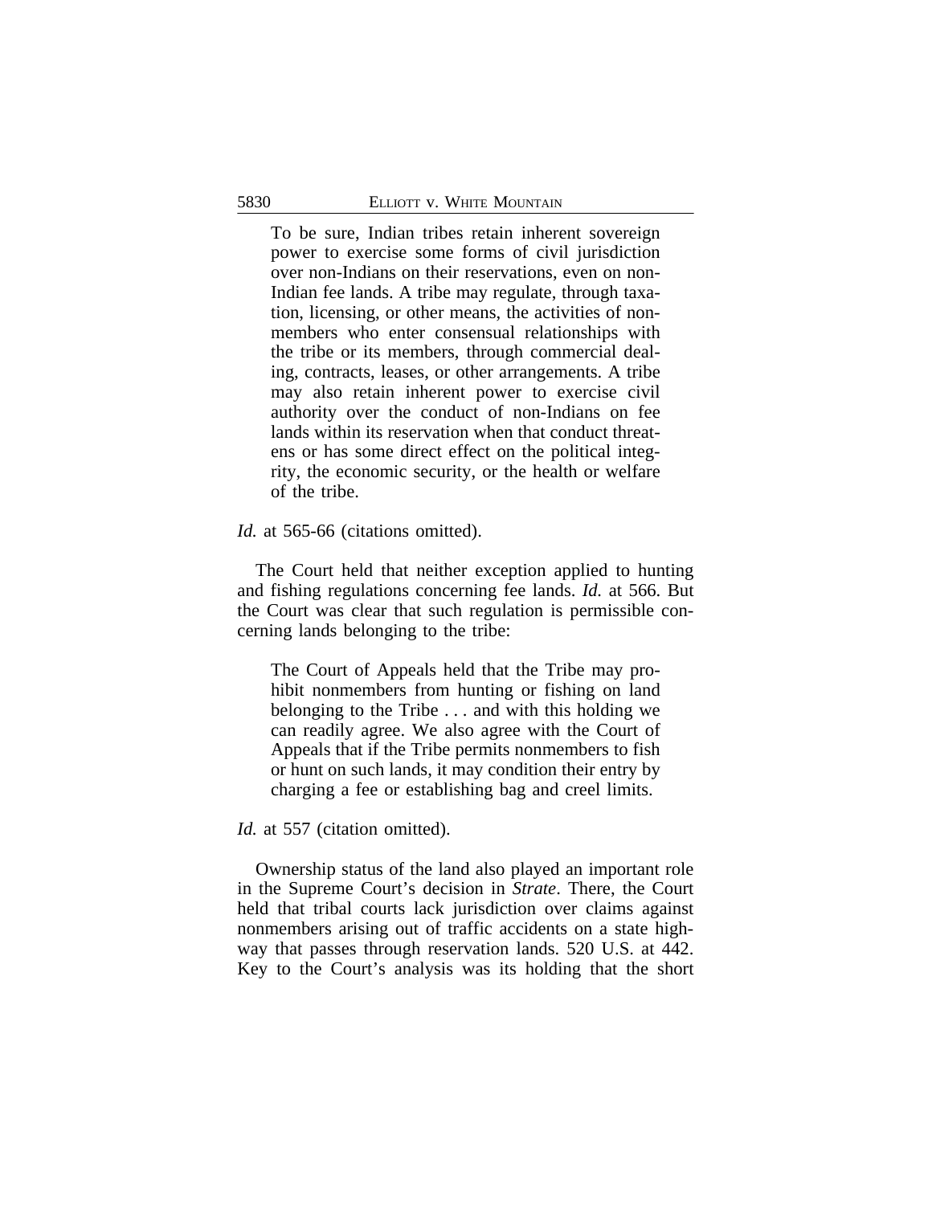> To be sure, Indian tribes retain inherent sovereign power to exercise some forms of civil jurisdiction over non-Indians on their reservations, even on non-Indian fee lands. A tribe may regulate, through taxation, licensing, or other means, the activities of nonmembers who enter consensual relationships with the tribe or its members, through commercial dealing, contracts, leases, or other arrangements. A tribe may also retain inherent power to exercise civil authority over the conduct of non-Indians on fee lands within its reservation when that conduct threatens or has some direct effect on the political integrity, the economic security, or the health or welfare of the tribe.

*Id.* at 565-66 (citations omitted).

The Court held that neither exception applied to hunting and fishing regulations concerning fee lands. *Id.* at 566. But the Court was clear that such regulation is permissible concerning lands belonging to the tribe:

> The Court of Appeals held that the Tribe may prohibit nonmembers from hunting or fishing on land belonging to the Tribe . . . and with this holding we can readily agree. We also agree with the Court of Appeals that if the Tribe permits nonmembers to fish or hunt on such lands, it may condition their entry by charging a fee or establishing bag and creel limits.

*Id.* at 557 (citation omitted).

Ownership status of the land also played an important role in the Supreme Court's decision in *Strate*. There, the Court held that tribal courts lack jurisdiction over claims against nonmembers arising out of traffic accidents on a state highway that passes through reservation lands. 520 U.S. at 442. Key to the Court's analysis was its holding that the short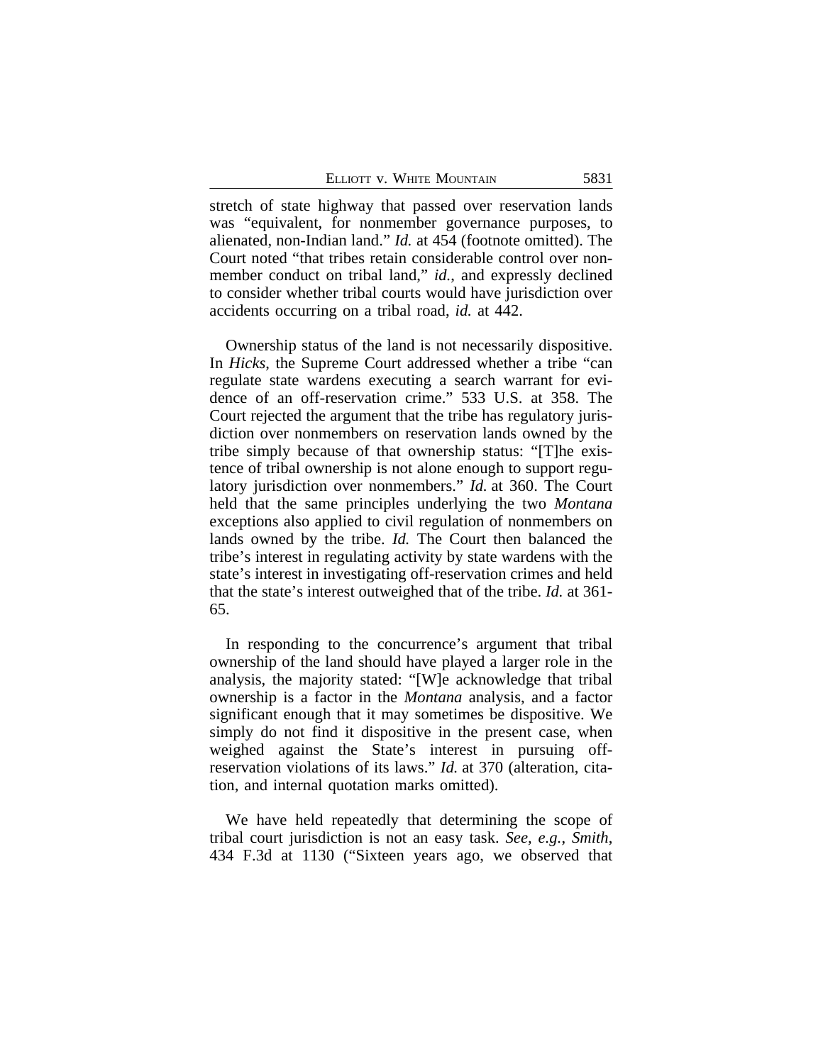stretch of state highway that passed over reservation lands was "equivalent, for nonmember governance purposes, to alienated, non-Indian land." *Id.* at 454 (footnote omitted). The Court noted "that tribes retain considerable control over nonmember conduct on tribal land," *id.*, and expressly declined to consider whether tribal courts would have jurisdiction over accidents occurring on a tribal road, *id.* at 442.

Ownership status of the land is not necessarily dispositive. In *Hicks*, the Supreme Court addressed whether a tribe "can regulate state wardens executing a search warrant for evidence of an off-reservation crime." 533 U.S. at 358. The Court rejected the argument that the tribe has regulatory jurisdiction over nonmembers on reservation lands owned by the tribe simply because of that ownership status: "[T]he existence of tribal ownership is not alone enough to support regulatory jurisdiction over nonmembers." *Id.* at 360. The Court held that the same principles underlying the two *Montana* exceptions also applied to civil regulation of nonmembers on lands owned by the tribe. *Id.* The Court then balanced the tribe's interest in regulating activity by state wardens with the state's interest in investigating off-reservation crimes and held that the state's interest outweighed that of the tribe. *Id.* at 361-65.

In responding to the concurrence's argument that tribal ownership of the land should have played a larger role in the analysis, the majority stated: "[W]e acknowledge that tribal ownership is a factor in the *Montana* analysis, and a factor significant enough that it may sometimes be dispositive. We simply do not find it dispositive in the present case, when weighed against the State's interest in pursuing off-reservation violations of its laws." *Id.* at 370 (alteration, citation, and internal quotation marks omitted).

We have held repeatedly that determining the scope of tribal court jurisdiction is not an easy task. *See, e.g.*, *Smith*, 434 F.3d at 1130 ("Sixteen years ago, we observed that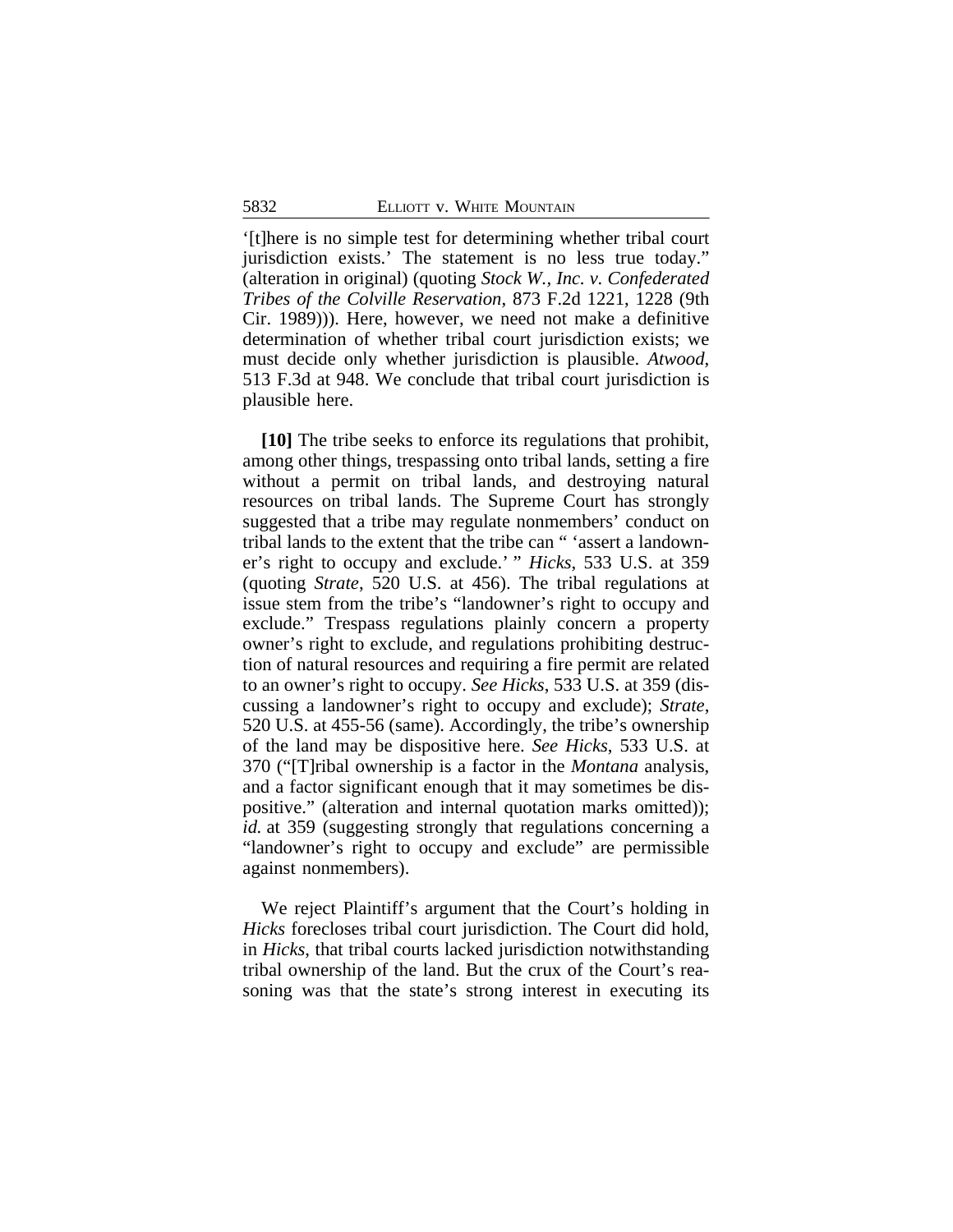'[t]here is no simple test for determining whether tribal court jurisdiction exists.' The statement is no less true today." (alteration in original) (quoting *Stock W., Inc. v. Confederated Tribes of the Colville Reservation*, 873 F.2d 1221, 1228 (9th Cir. 1989))). Here, however, we need not make a definitive determination of whether tribal court jurisdiction exists; we must decide only whether jurisdiction is plausible. *Atwood*, 513 F.3d at 948. We conclude that tribal court jurisdiction is plausible here.

**[10]** The tribe seeks to enforce its regulations that prohibit, among other things, trespassing onto tribal lands, setting a fire without a permit on tribal lands, and destroying natural resources on tribal lands. The Supreme Court has strongly suggested that a tribe may regulate nonmembers' conduct on tribal lands to the extent that the tribe can " 'assert a landowner's right to occupy and exclude.' " *Hicks*, 533 U.S. at 359 (quoting *Strate*, 520 U.S. at 456). The tribal regulations at issue stem from the tribe's "landowner's right to occupy and exclude." Trespass regulations plainly concern a property owner's right to exclude, and regulations prohibiting destruction of natural resources and requiring a fire permit are related to an owner's right to occupy. *See Hicks*, 533 U.S. at 359 (discussing a landowner's right to occupy and exclude); *Strate*, 520 U.S. at 455-56 (same). Accordingly, the tribe's ownership of the land may be dispositive here. *See Hicks*, 533 U.S. at 370 ("[T]ribal ownership is a factor in the *Montana* analysis, and a factor significant enough that it may sometimes be dispositive." (alteration and internal quotation marks omitted)); *id.* at 359 (suggesting strongly that regulations concerning a "landowner's right to occupy and exclude" are permissible against nonmembers).

We reject Plaintiff's argument that the Court's holding in *Hicks* forecloses tribal court jurisdiction. The Court did hold, in *Hicks*, that tribal courts lacked jurisdiction notwithstanding tribal ownership of the land. But the crux of the Court's reasoning was that the state's strong interest in executing its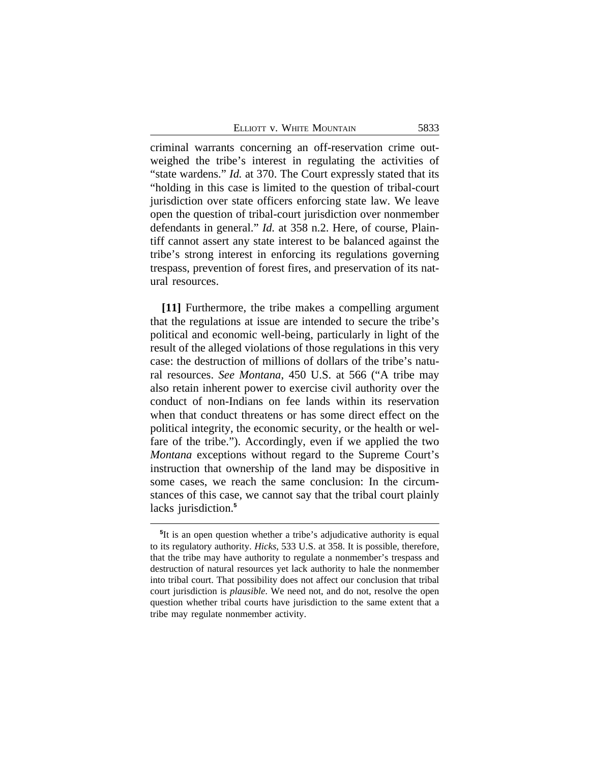criminal warrants concerning an off-reservation crime outweighed the tribe's interest in regulating the activities of "state wardens." *Id.* at 370. The Court expressly stated that its "holding in this case is limited to the question of tribal-court jurisdiction over state officers enforcing state law. We leave open the question of tribal-court jurisdiction over nonmember defendants in general." *Id.* at 358 n.2. Here, of course, Plaintiff cannot assert any state interest to be balanced against the tribe's strong interest in enforcing its regulations governing trespass, prevention of forest fires, and preservation of its natural resources.

**[11]** Furthermore, the tribe makes a compelling argument that the regulations at issue are intended to secure the tribe's political and economic well-being, particularly in light of the result of the alleged violations of those regulations in this very case: the destruction of millions of dollars of the tribe's natural resources. *See Montana*, 450 U.S. at 566 ("A tribe may also retain inherent power to exercise civil authority over the conduct of non-Indians on fee lands within its reservation when that conduct threatens or has some direct effect on the political integrity, the economic security, or the health or welfare of the tribe."). Accordingly, even if we applied the two *Montana* exceptions without regard to the Supreme Court's instruction that ownership of the land may be dispositive in some cases, we reach the same conclusion: In the circumstances of this case, we cannot say that the tribal court plainly lacks jurisdiction.[5]

[5]It is an open question whether a tribe's adjudicative authority is equal to its regulatory authority. *Hicks*, 533 U.S. at 358. It is possible, therefore, that the tribe may have authority to regulate a nonmember's trespass and destruction of natural resources yet lack authority to hale the nonmember into tribal court. That possibility does not affect our conclusion that tribal court jurisdiction is *plausible*. We need not, and do not, resolve the open question whether tribal courts have jurisdiction to the same extent that a tribe may regulate nonmember activity.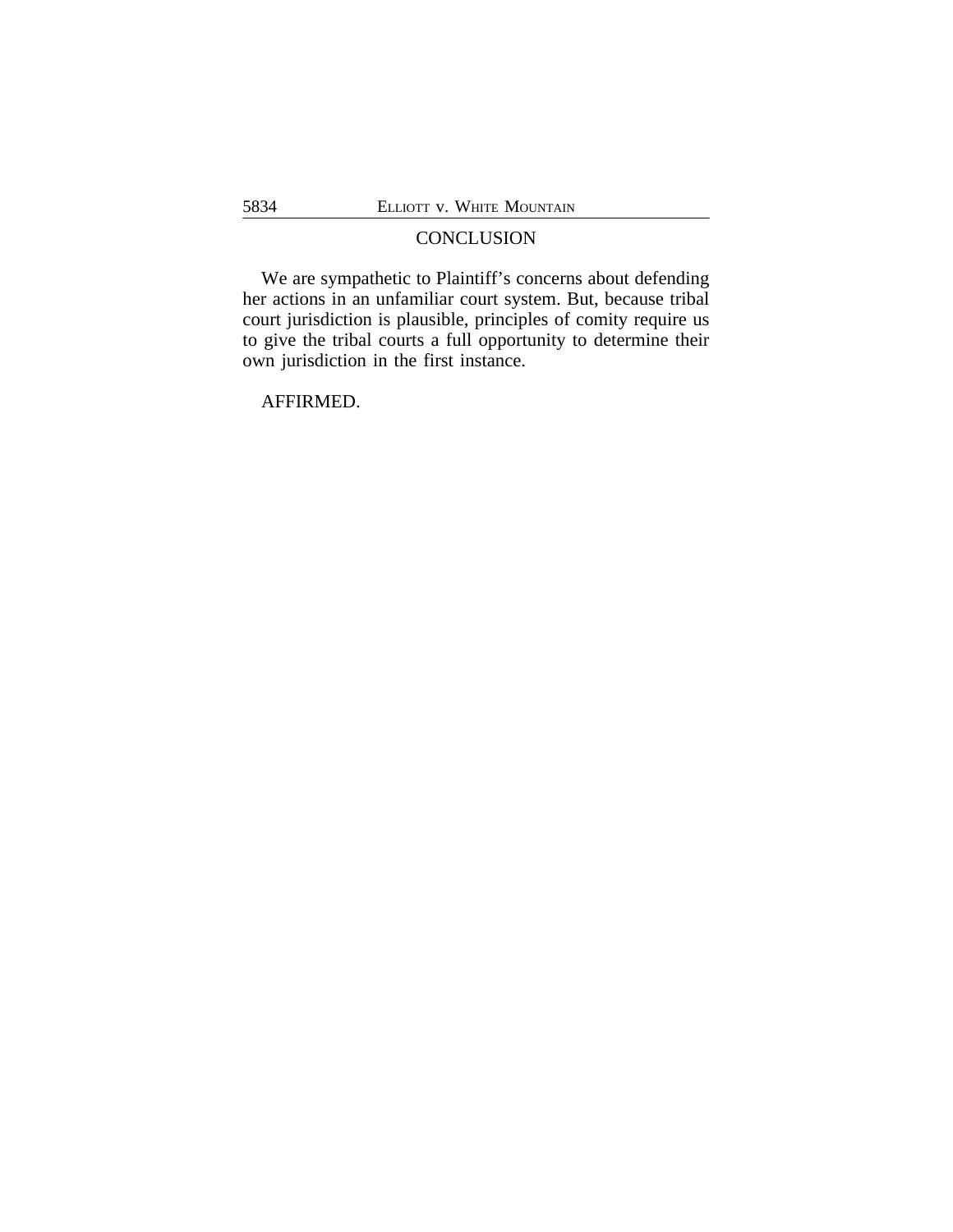## CONCLUSION

We are sympathetic to Plaintiff's concerns about defending her actions in an unfamiliar court system. But, because tribal court jurisdiction is plausible, principles of comity require us to give the tribal courts a full opportunity to determine their own jurisdiction in the first instance.

AFFIRMED.